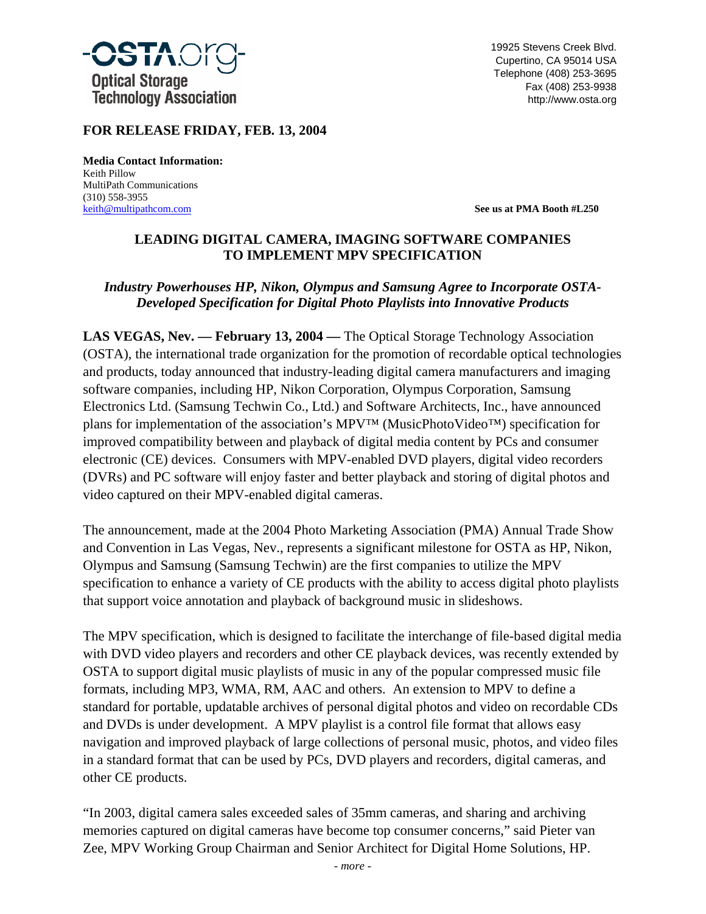**-OSTA.org-**
**Optical Storage Technology Association**

19925 Stevens Creek Blvd.
Cupertino, CA 95014 USA
Telephone (408) 253-3695
Fax (408) 253-9938
http://www.osta.org

**FOR RELEASE FRIDAY, FEB. 13, 2004**

**Media Contact Information:**
Keith Pillow
MultiPath Communications
(310) 558-3955
keith@multipathcom.com

**See us at PMA Booth #L250**

## LEADING DIGITAL CAMERA, IMAGING SOFTWARE COMPANIES TO IMPLEMENT MPV SPECIFICATION

***Industry Powerhouses HP, Nikon, Olympus and Samsung Agree to Incorporate OSTA-Developed Specification for Digital Photo Playlists into Innovative Products***

**LAS VEGAS, Nev. — February 13, 2004 —** The Optical Storage Technology Association (OSTA), the international trade organization for the promotion of recordable optical technologies and products, today announced that industry-leading digital camera manufacturers and imaging software companies, including HP, Nikon Corporation, Olympus Corporation, Samsung Electronics Ltd. (Samsung Techwin Co., Ltd.) and Software Architects, Inc., have announced plans for implementation of the association's MPV™ (MusicPhotoVideo™) specification for improved compatibility between and playback of digital media content by PCs and consumer electronic (CE) devices. Consumers with MPV-enabled DVD players, digital video recorders (DVRs) and PC software will enjoy faster and better playback and storing of digital photos and video captured on their MPV-enabled digital cameras.

The announcement, made at the 2004 Photo Marketing Association (PMA) Annual Trade Show and Convention in Las Vegas, Nev., represents a significant milestone for OSTA as HP, Nikon, Olympus and Samsung (Samsung Techwin) are the first companies to utilize the MPV specification to enhance a variety of CE products with the ability to access digital photo playlists that support voice annotation and playback of background music in slideshows.

The MPV specification, which is designed to facilitate the interchange of file-based digital media with DVD video players and recorders and other CE playback devices, was recently extended by OSTA to support digital music playlists of music in any of the popular compressed music file formats, including MP3, WMA, RM, AAC and others. An extension to MPV to define a standard for portable, updatable archives of personal digital photos and video on recordable CDs and DVDs is under development. A MPV playlist is a control file format that allows easy navigation and improved playback of large collections of personal music, photos, and video files in a standard format that can be used by PCs, DVD players and recorders, digital cameras, and other CE products.

"In 2003, digital camera sales exceeded sales of 35mm cameras, and sharing and archiving memories captured on digital cameras have become top consumer concerns," said Pieter van Zee, MPV Working Group Chairman and Senior Architect for Digital Home Solutions, HP.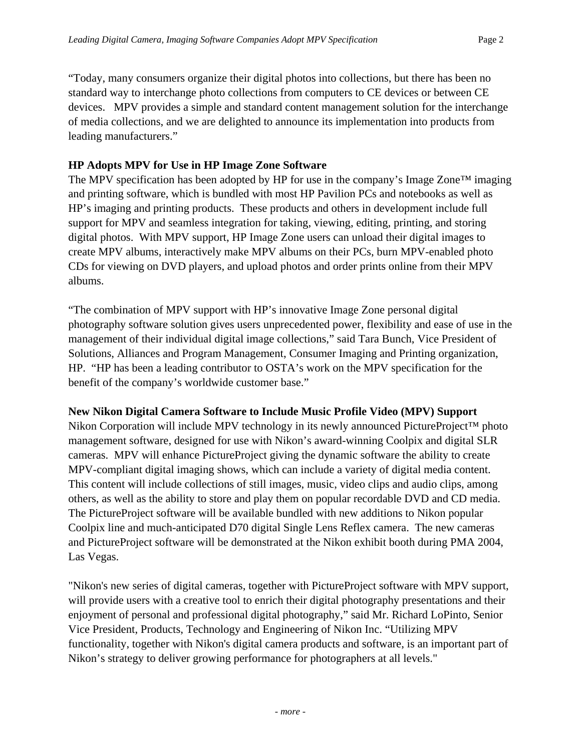"Today, many consumers organize their digital photos into collections, but there has been no standard way to interchange photo collections from computers to CE devices or between CE devices. MPV provides a simple and standard content management solution for the interchange of media collections, and we are delighted to announce its implementation into products from leading manufacturers."

**HP Adopts MPV for Use in HP Image Zone Software**

The MPV specification has been adopted by HP for use in the company's Image Zone™ imaging and printing software, which is bundled with most HP Pavilion PCs and notebooks as well as HP's imaging and printing products. These products and others in development include full support for MPV and seamless integration for taking, viewing, editing, printing, and storing digital photos. With MPV support, HP Image Zone users can unload their digital images to create MPV albums, interactively make MPV albums on their PCs, burn MPV-enabled photo CDs for viewing on DVD players, and upload photos and order prints online from their MPV albums.

"The combination of MPV support with HP's innovative Image Zone personal digital photography software solution gives users unprecedented power, flexibility and ease of use in the management of their individual digital image collections," said Tara Bunch, Vice President of Solutions, Alliances and Program Management, Consumer Imaging and Printing organization, HP. "HP has been a leading contributor to OSTA's work on the MPV specification for the benefit of the company's worldwide customer base."

**New Nikon Digital Camera Software to Include Music Profile Video (MPV) Support**

Nikon Corporation will include MPV technology in its newly announced PictureProject™ photo management software, designed for use with Nikon's award-winning Coolpix and digital SLR cameras. MPV will enhance PictureProject giving the dynamic software the ability to create MPV-compliant digital imaging shows, which can include a variety of digital media content. This content will include collections of still images, music, video clips and audio clips, among others, as well as the ability to store and play them on popular recordable DVD and CD media. The PictureProject software will be available bundled with new additions to Nikon popular Coolpix line and much-anticipated D70 digital Single Lens Reflex camera. The new cameras and PictureProject software will be demonstrated at the Nikon exhibit booth during PMA 2004, Las Vegas.

"Nikon's new series of digital cameras, together with PictureProject software with MPV support, will provide users with a creative tool to enrich their digital photography presentations and their enjoyment of personal and professional digital photography," said Mr. Richard LoPinto, Senior Vice President, Products, Technology and Engineering of Nikon Inc. "Utilizing MPV functionality, together with Nikon's digital camera products and software, is an important part of Nikon's strategy to deliver growing performance for photographers at all levels."

*- more -*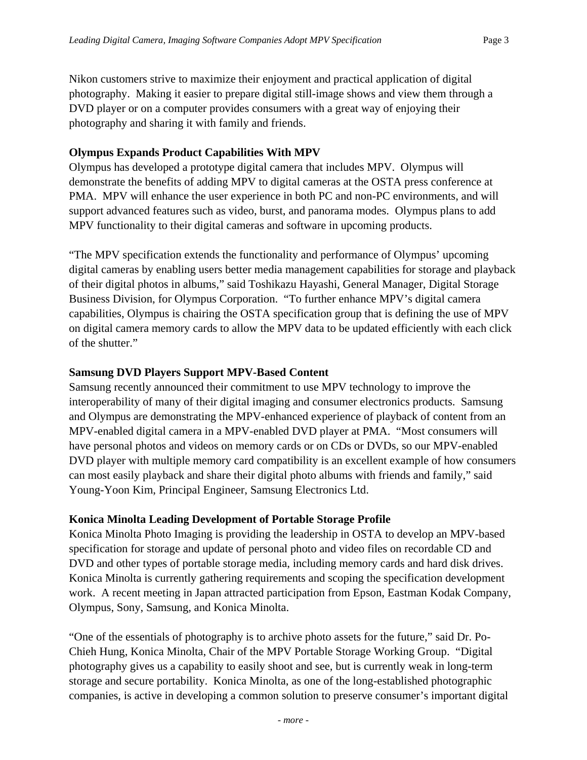Nikon customers strive to maximize their enjoyment and practical application of digital photography. Making it easier to prepare digital still-image shows and view them through a DVD player or on a computer provides consumers with a great way of enjoying their photography and sharing it with family and friends.

**Olympus Expands Product Capabilities With MPV**

Olympus has developed a prototype digital camera that includes MPV. Olympus will demonstrate the benefits of adding MPV to digital cameras at the OSTA press conference at PMA. MPV will enhance the user experience in both PC and non-PC environments, and will support advanced features such as video, burst, and panorama modes. Olympus plans to add MPV functionality to their digital cameras and software in upcoming products.

"The MPV specification extends the functionality and performance of Olympus' upcoming digital cameras by enabling users better media management capabilities for storage and playback of their digital photos in albums," said Toshikazu Hayashi, General Manager, Digital Storage Business Division, for Olympus Corporation. "To further enhance MPV's digital camera capabilities, Olympus is chairing the OSTA specification group that is defining the use of MPV on digital camera memory cards to allow the MPV data to be updated efficiently with each click of the shutter."

**Samsung DVD Players Support MPV-Based Content**

Samsung recently announced their commitment to use MPV technology to improve the interoperability of many of their digital imaging and consumer electronics products. Samsung and Olympus are demonstrating the MPV-enhanced experience of playback of content from an MPV-enabled digital camera in a MPV-enabled DVD player at PMA. "Most consumers will have personal photos and videos on memory cards or on CDs or DVDs, so our MPV-enabled DVD player with multiple memory card compatibility is an excellent example of how consumers can most easily playback and share their digital photo albums with friends and family," said Young-Yoon Kim, Principal Engineer, Samsung Electronics Ltd.

**Konica Minolta Leading Development of Portable Storage Profile**

Konica Minolta Photo Imaging is providing the leadership in OSTA to develop an MPV-based specification for storage and update of personal photo and video files on recordable CD and DVD and other types of portable storage media, including memory cards and hard disk drives. Konica Minolta is currently gathering requirements and scoping the specification development work. A recent meeting in Japan attracted participation from Epson, Eastman Kodak Company, Olympus, Sony, Samsung, and Konica Minolta.

"One of the essentials of photography is to archive photo assets for the future," said Dr. Po-Chieh Hung, Konica Minolta, Chair of the MPV Portable Storage Working Group. "Digital photography gives us a capability to easily shoot and see, but is currently weak in long-term storage and secure portability. Konica Minolta, as one of the long-established photographic companies, is active in developing a common solution to preserve consumer's important digital

*- more -*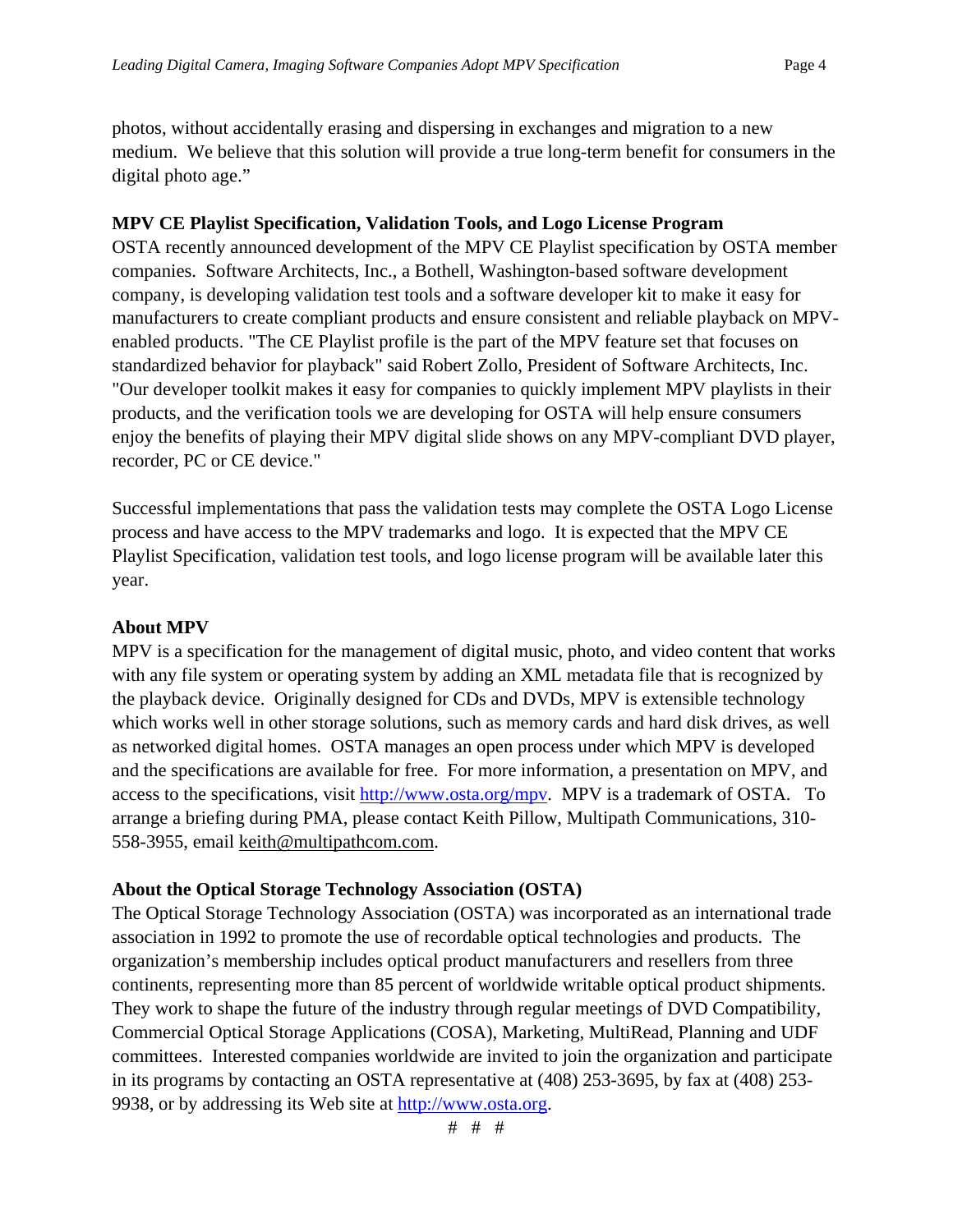photos, without accidentally erasing and dispersing in exchanges and migration to a new medium. We believe that this solution will provide a true long-term benefit for consumers in the digital photo age."

**MPV CE Playlist Specification, Validation Tools, and Logo License Program**

OSTA recently announced development of the MPV CE Playlist specification by OSTA member companies. Software Architects, Inc., a Bothell, Washington-based software development company, is developing validation test tools and a software developer kit to make it easy for manufacturers to create compliant products and ensure consistent and reliable playback on MPV-enabled products. "The CE Playlist profile is the part of the MPV feature set that focuses on standardized behavior for playback" said Robert Zollo, President of Software Architects, Inc. "Our developer toolkit makes it easy for companies to quickly implement MPV playlists in their products, and the verification tools we are developing for OSTA will help ensure consumers enjoy the benefits of playing their MPV digital slide shows on any MPV-compliant DVD player, recorder, PC or CE device."

Successful implementations that pass the validation tests may complete the OSTA Logo License process and have access to the MPV trademarks and logo. It is expected that the MPV CE Playlist Specification, validation test tools, and logo license program will be available later this year.

**About MPV**

MPV is a specification for the management of digital music, photo, and video content that works with any file system or operating system by adding an XML metadata file that is recognized by the playback device. Originally designed for CDs and DVDs, MPV is extensible technology which works well in other storage solutions, such as memory cards and hard disk drives, as well as networked digital homes. OSTA manages an open process under which MPV is developed and the specifications are available for free. For more information, a presentation on MPV, and access to the specifications, visit http://www.osta.org/mpv. MPV is a trademark of OSTA. To arrange a briefing during PMA, please contact Keith Pillow, Multipath Communications, 310-558-3955, email keith@multipathcom.com.

**About the Optical Storage Technology Association (OSTA)**

The Optical Storage Technology Association (OSTA) was incorporated as an international trade association in 1992 to promote the use of recordable optical technologies and products. The organization's membership includes optical product manufacturers and resellers from three continents, representing more than 85 percent of worldwide writable optical product shipments. They work to shape the future of the industry through regular meetings of DVD Compatibility, Commercial Optical Storage Applications (COSA), Marketing, MultiRead, Planning and UDF committees. Interested companies worldwide are invited to join the organization and participate in its programs by contacting an OSTA representative at (408) 253-3695, by fax at (408) 253-9938, or by addressing its Web site at http://www.osta.org.

# # #